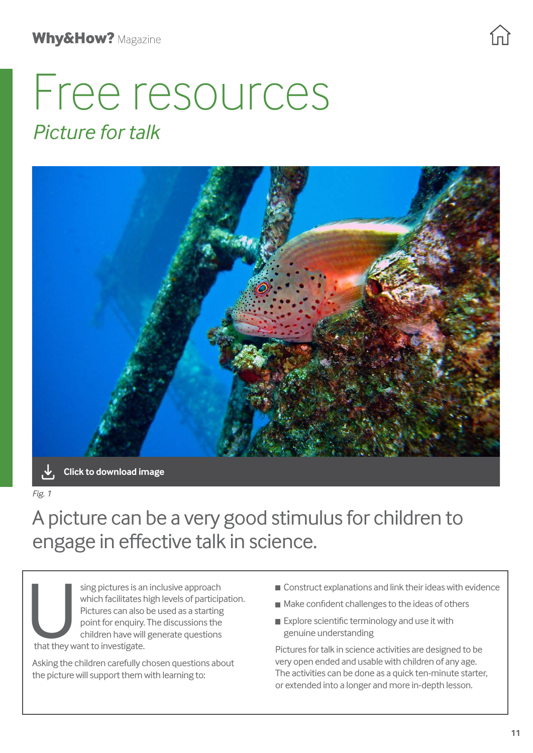# Free resources

## *Picture for talk*

Click to download image

*Fig. 1*

## A picture can be a very good stimulus for children to engage in effective talk in science.

Using pictures is an inclusive approach which facilitates high levels of participation. Pictures can also be used as a starting point for enquiry. The discussions the children have will generate questions that they want to investigate.

Asking the children carefully chosen questions about the picture will support them with learning to:

- Construct explanations and link their ideas with evidence
- Make confident challenges to the ideas of others
- Explore scientific terminology and use it with genuine understanding

Pictures for talk in science activities are designed to be very open ended and usable with children of any age. The activities can be done as a quick ten-minute starter, or extended into a longer and more in-depth lesson.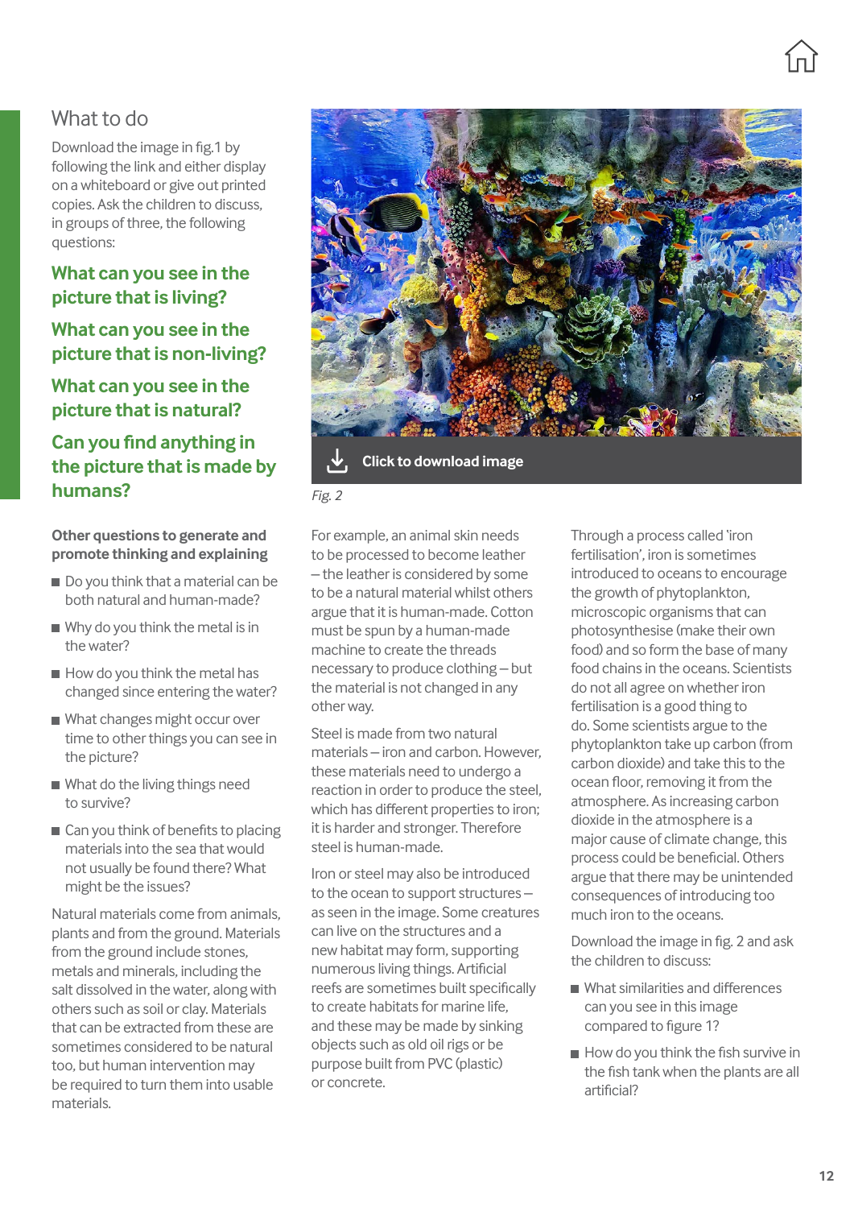## What to do

Download the image in fig.1 by following the link and either display on a whiteboard or give out printed copies. Ask the children to discuss, in groups of three, the following questions:

**What can you see in the picture that is living?**

**What can you see in the picture that is non-living?**

**What can you see in the picture that is natural?**

**Can you find anything in the picture that is made by humans?**

Click to download image

*Fig. 2*

**Other questions to generate and promote thinking and explaining**

- Do you think that a material can be both natural and human-made?
- Why do you think the metal is in the water?
- How do you think the metal has changed since entering the water?
- What changes might occur over time to other things you can see in the picture?
- What do the living things need to survive?
- Can you think of benefits to placing materials into the sea that would not usually be found there? What might be the issues?

Natural materials come from animals, plants and from the ground. Materials from the ground include stones, metals and minerals, including the salt dissolved in the water, along with others such as soil or clay. Materials that can be extracted from these are sometimes considered to be natural too, but human intervention may be required to turn them into usable materials.

For example, an animal skin needs to be processed to become leather – the leather is considered by some to be a natural material whilst others argue that it is human-made. Cotton must be spun by a human-made machine to create the threads necessary to produce clothing – but the material is not changed in any other way.

Steel is made from two natural materials – iron and carbon. However, these materials need to undergo a reaction in order to produce the steel, which has different properties to iron; it is harder and stronger. Therefore steel is human-made.

Iron or steel may also be introduced to the ocean to support structures – as seen in the image. Some creatures can live on the structures and a new habitat may form, supporting numerous living things. Artificial reefs are sometimes built specifically to create habitats for marine life, and these may be made by sinking objects such as old oil rigs or be purpose built from PVC (plastic) or concrete.

Through a process called 'iron fertilisation', iron is sometimes introduced to oceans to encourage the growth of phytoplankton, microscopic organisms that can photosynthesise (make their own food) and so form the base of many food chains in the oceans. Scientists do not all agree on whether iron fertilisation is a good thing to do. Some scientists argue to the phytoplankton take up carbon (from carbon dioxide) and take this to the ocean floor, removing it from the atmosphere. As increasing carbon dioxide in the atmosphere is a major cause of climate change, this process could be beneficial. Others argue that there may be unintended consequences of introducing too much iron to the oceans.

Download the image in fig. 2 and ask the children to discuss:

- What similarities and differences can you see in this image compared to figure 1?
- How do you think the fish survive in the fish tank when the plants are all artificial?